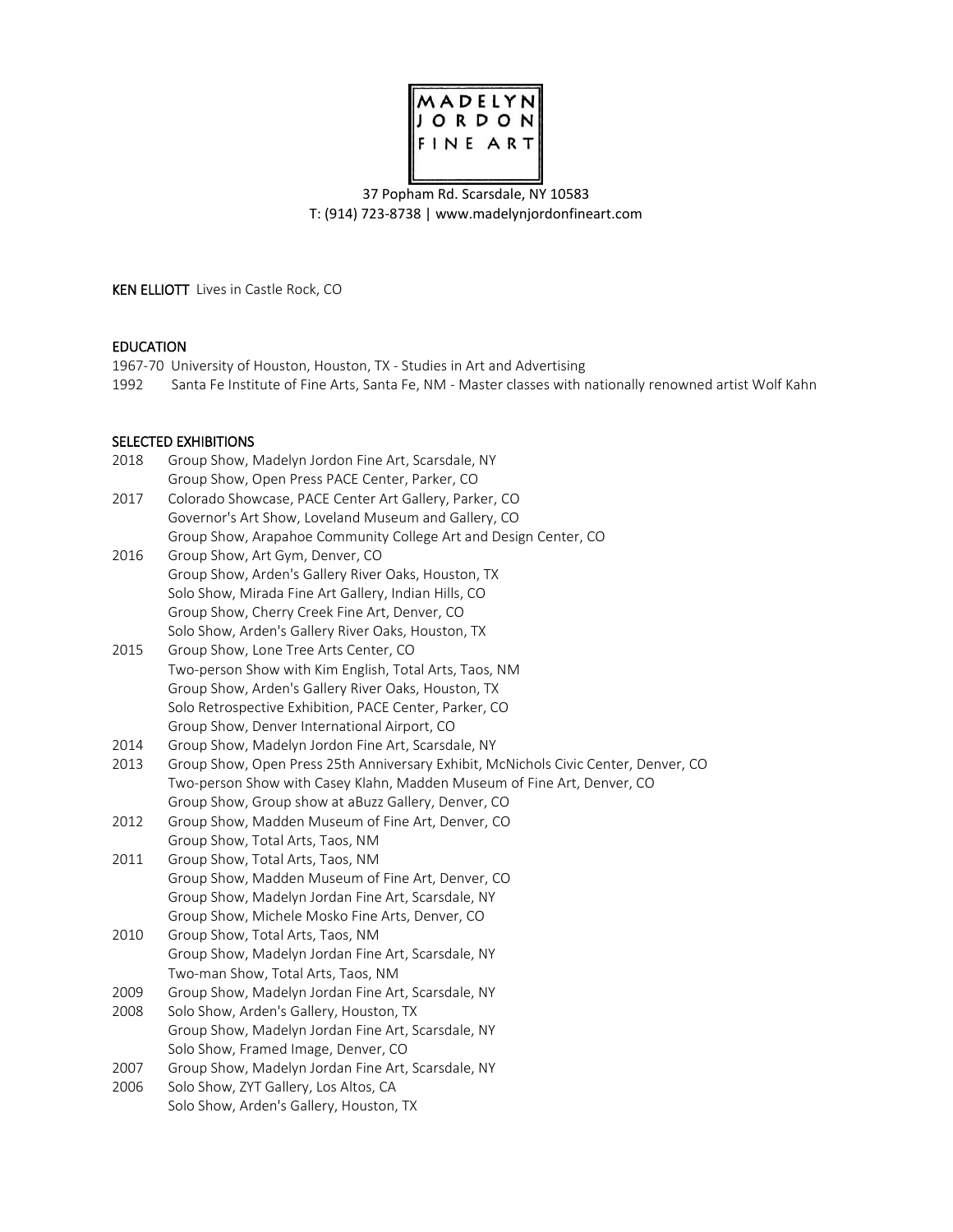MADELYN JORDON FINE ART

37 Popham Rd. Scarsdale, NY 10583
T: (914) 723-8738 | www.madelynjordonfineart.com

**KEN ELLIOTT** Lives in Castle Rock, CO

## EDUCATION

1967-70 University of Houston, Houston, TX - Studies in Art and Advertising
1992 Santa Fe Institute of Fine Arts, Santa Fe, NM - Master classes with nationally renowned artist Wolf Kahn

## SELECTED EXHIBITIONS

2018 Group Show, Madelyn Jordon Fine Art, Scarsdale, NY
Group Show, Open Press PACE Center, Parker, CO

2017 Colorado Showcase, PACE Center Art Gallery, Parker, CO
Governor's Art Show, Loveland Museum and Gallery, CO
Group Show, Arapahoe Community College Art and Design Center, CO

2016 Group Show, Art Gym, Denver, CO
Group Show, Arden's Gallery River Oaks, Houston, TX
Solo Show, Mirada Fine Art Gallery, Indian Hills, CO
Group Show, Cherry Creek Fine Art, Denver, CO
Solo Show, Arden's Gallery River Oaks, Houston, TX

2015 Group Show, Lone Tree Arts Center, CO
Two-person Show with Kim English, Total Arts, Taos, NM
Group Show, Arden's Gallery River Oaks, Houston, TX
Solo Retrospective Exhibition, PACE Center, Parker, CO
Group Show, Denver International Airport, CO

2014 Group Show, Madelyn Jordon Fine Art, Scarsdale, NY

2013 Group Show, Open Press 25th Anniversary Exhibit, McNichols Civic Center, Denver, CO
Two-person Show with Casey Klahn, Madden Museum of Fine Art, Denver, CO
Group Show, Group show at aBuzz Gallery, Denver, CO

2012 Group Show, Madden Museum of Fine Art, Denver, CO
Group Show, Total Arts, Taos, NM

2011 Group Show, Total Arts, Taos, NM
Group Show, Madden Museum of Fine Art, Denver, CO
Group Show, Madelyn Jordan Fine Art, Scarsdale, NY
Group Show, Michele Mosko Fine Arts, Denver, CO

2010 Group Show, Total Arts, Taos, NM
Group Show, Madelyn Jordan Fine Art, Scarsdale, NY
Two-man Show, Total Arts, Taos, NM

2009 Group Show, Madelyn Jordan Fine Art, Scarsdale, NY

2008 Solo Show, Arden's Gallery, Houston, TX
Group Show, Madelyn Jordan Fine Art, Scarsdale, NY
Solo Show, Framed Image, Denver, CO

2007 Group Show, Madelyn Jordan Fine Art, Scarsdale, NY

2006 Solo Show, ZYT Gallery, Los Altos, CA
Solo Show, Arden's Gallery, Houston, TX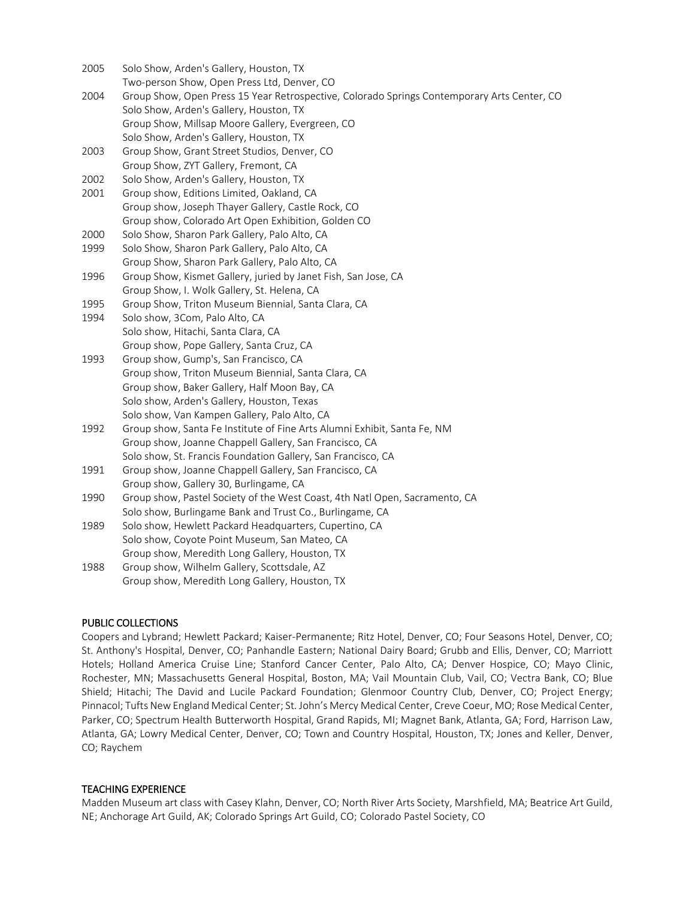2005 Solo Show, Arden's Gallery, Houston, TX
Two-person Show, Open Press Ltd, Denver, CO

2004 Group Show, Open Press 15 Year Retrospective, Colorado Springs Contemporary Arts Center, CO
Solo Show, Arden's Gallery, Houston, TX
Group Show, Millsap Moore Gallery, Evergreen, CO
Solo Show, Arden's Gallery, Houston, TX

2003 Group Show, Grant Street Studios, Denver, CO
Group Show, ZYT Gallery, Fremont, CA

2002 Solo Show, Arden's Gallery, Houston, TX

2001 Group show, Editions Limited, Oakland, CA
Group show, Joseph Thayer Gallery, Castle Rock, CO
Group show, Colorado Art Open Exhibition, Golden CO

2000 Solo Show, Sharon Park Gallery, Palo Alto, CA

1999 Solo Show, Sharon Park Gallery, Palo Alto, CA
Group Show, Sharon Park Gallery, Palo Alto, CA

1996 Group Show, Kismet Gallery, juried by Janet Fish, San Jose, CA
Group Show, I. Wolk Gallery, St. Helena, CA

1995 Group Show, Triton Museum Biennial, Santa Clara, CA

1994 Solo show, 3Com, Palo Alto, CA
Solo show, Hitachi, Santa Clara, CA
Group show, Pope Gallery, Santa Cruz, CA

1993 Group show, Gump's, San Francisco, CA
Group show, Triton Museum Biennial, Santa Clara, CA
Group show, Baker Gallery, Half Moon Bay, CA
Solo show, Arden's Gallery, Houston, Texas
Solo show, Van Kampen Gallery, Palo Alto, CA

1992 Group show, Santa Fe Institute of Fine Arts Alumni Exhibit, Santa Fe, NM
Group show, Joanne Chappell Gallery, San Francisco, CA
Solo show, St. Francis Foundation Gallery, San Francisco, CA

1991 Group show, Joanne Chappell Gallery, San Francisco, CA
Group show, Gallery 30, Burlingame, CA

1990 Group show, Pastel Society of the West Coast, 4th Natl Open, Sacramento, CA
Solo show, Burlingame Bank and Trust Co., Burlingame, CA

1989 Solo show, Hewlett Packard Headquarters, Cupertino, CA
Solo show, Coyote Point Museum, San Mateo, CA
Group show, Meredith Long Gallery, Houston, TX

1988 Group show, Wilhelm Gallery, Scottsdale, AZ
Group show, Meredith Long Gallery, Houston, TX

## PUBLIC COLLECTIONS

Coopers and Lybrand; Hewlett Packard; Kaiser-Permanente; Ritz Hotel, Denver, CO; Four Seasons Hotel, Denver, CO; St. Anthony's Hospital, Denver, CO; Panhandle Eastern; National Dairy Board; Grubb and Ellis, Denver, CO; Marriott Hotels; Holland America Cruise Line; Stanford Cancer Center, Palo Alto, CA; Denver Hospice, CO; Mayo Clinic, Rochester, MN; Massachusetts General Hospital, Boston, MA; Vail Mountain Club, Vail, CO; Vectra Bank, CO; Blue Shield; Hitachi; The David and Lucile Packard Foundation; Glenmoor Country Club, Denver, CO; Project Energy; Pinnacol; Tufts New England Medical Center; St. John's Mercy Medical Center, Creve Coeur, MO; Rose Medical Center, Parker, CO; Spectrum Health Butterworth Hospital, Grand Rapids, MI; Magnet Bank, Atlanta, GA; Ford, Harrison Law, Atlanta, GA; Lowry Medical Center, Denver, CO; Town and Country Hospital, Houston, TX; Jones and Keller, Denver, CO; Raychem

## TEACHING EXPERIENCE

Madden Museum art class with Casey Klahn, Denver, CO; North River Arts Society, Marshfield, MA; Beatrice Art Guild, NE; Anchorage Art Guild, AK; Colorado Springs Art Guild, CO; Colorado Pastel Society, CO